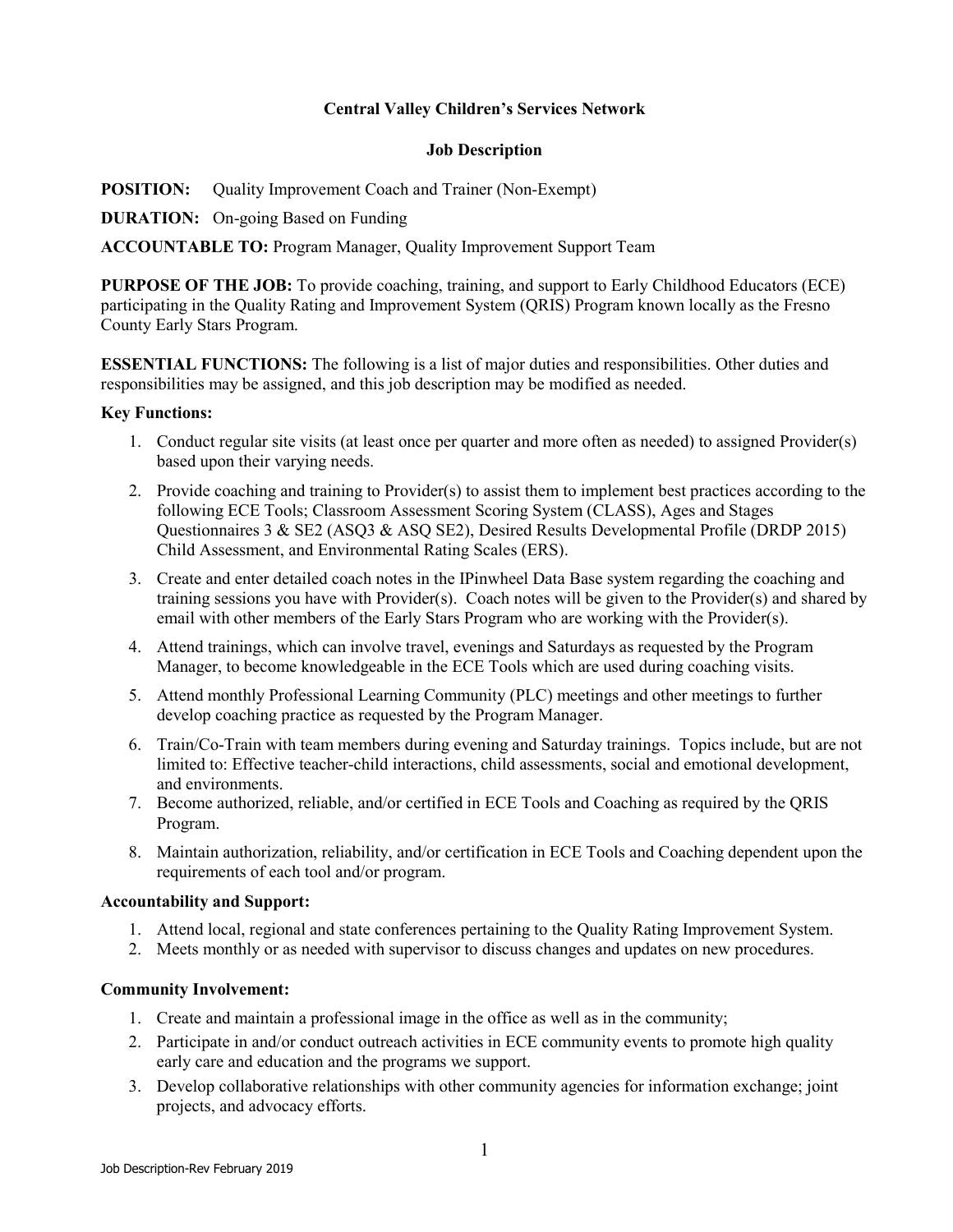**Central Valley Children's Services Network**

**Job Description**

**POSITION:** Quality Improvement Coach and Trainer (Non-Exempt)

**DURATION:** On-going Based on Funding

**ACCOUNTABLE TO:** Program Manager, Quality Improvement Support Team

**PURPOSE OF THE JOB:** To provide coaching, training, and support to Early Childhood Educators (ECE) participating in the Quality Rating and Improvement System (QRIS) Program known locally as the Fresno County Early Stars Program.

**ESSENTIAL FUNCTIONS:** The following is a list of major duties and responsibilities. Other duties and responsibilities may be assigned, and this job description may be modified as needed.

**Key Functions:**

1. Conduct regular site visits (at least once per quarter and more often as needed) to assigned Provider(s) based upon their varying needs.
2. Provide coaching and training to Provider(s) to assist them to implement best practices according to the following ECE Tools; Classroom Assessment Scoring System (CLASS), Ages and Stages Questionnaires 3 & SE2 (ASQ3 & ASQ SE2), Desired Results Developmental Profile (DRDP 2015) Child Assessment, and Environmental Rating Scales (ERS).
3. Create and enter detailed coach notes in the IPinwheel Data Base system regarding the coaching and training sessions you have with Provider(s). Coach notes will be given to the Provider(s) and shared by email with other members of the Early Stars Program who are working with the Provider(s).
4. Attend trainings, which can involve travel, evenings and Saturdays as requested by the Program Manager, to become knowledgeable in the ECE Tools which are used during coaching visits.
5. Attend monthly Professional Learning Community (PLC) meetings and other meetings to further develop coaching practice as requested by the Program Manager.
6. Train/Co-Train with team members during evening and Saturday trainings. Topics include, but are not limited to: Effective teacher-child interactions, child assessments, social and emotional development, and environments.
7. Become authorized, reliable, and/or certified in ECE Tools and Coaching as required by the QRIS Program.
8. Maintain authorization, reliability, and/or certification in ECE Tools and Coaching dependent upon the requirements of each tool and/or program.

**Accountability and Support:**

1. Attend local, regional and state conferences pertaining to the Quality Rating Improvement System.
2. Meets monthly or as needed with supervisor to discuss changes and updates on new procedures.

**Community Involvement:**

1. Create and maintain a professional image in the office as well as in the community;
2. Participate in and/or conduct outreach activities in ECE community events to promote high quality early care and education and the programs we support.
3. Develop collaborative relationships with other community agencies for information exchange; joint projects, and advocacy efforts.

Job Description-Rev February 2019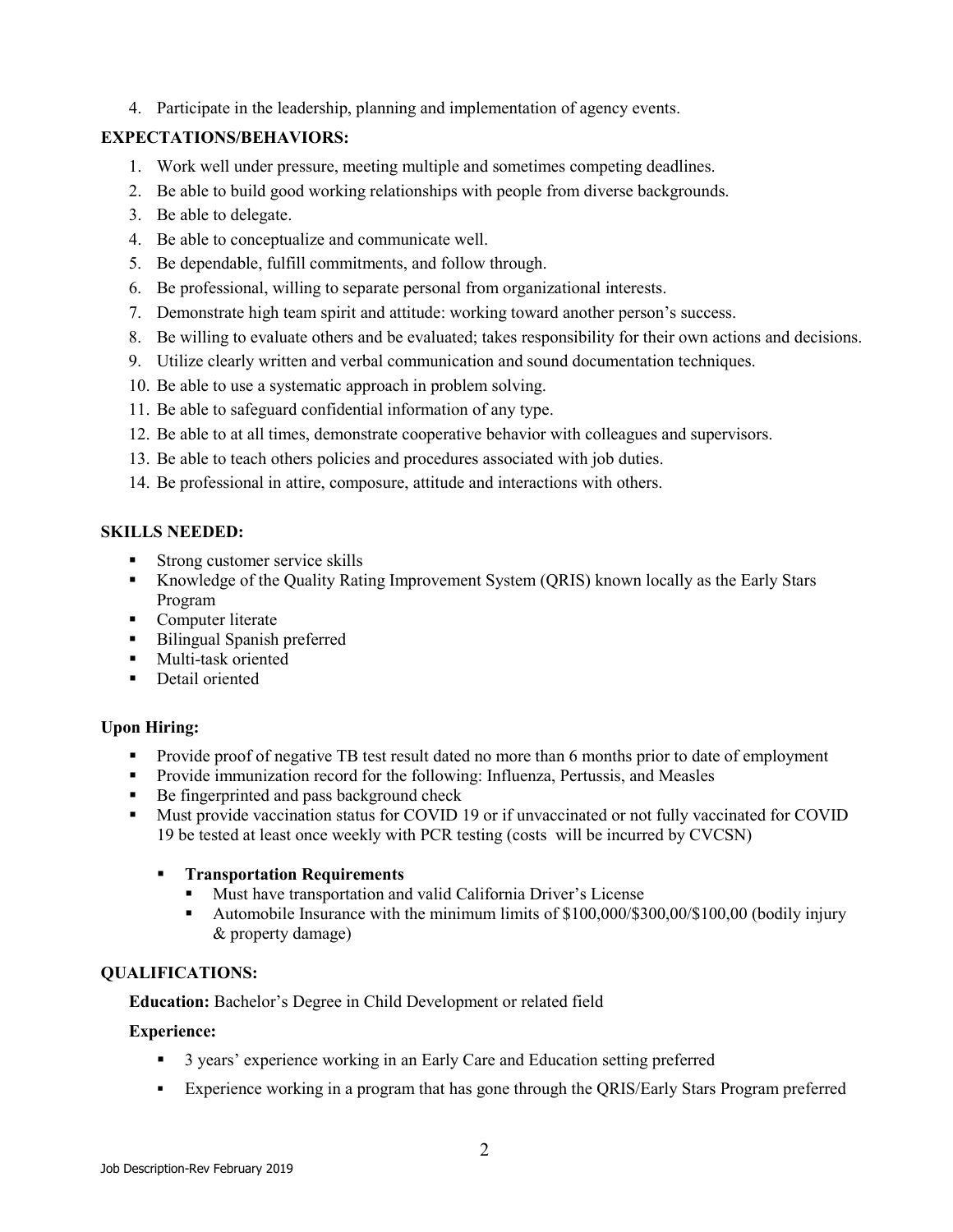4. Participate in the leadership, planning and implementation of agency events.

**EXPECTATIONS/BEHAVIORS:**

1. Work well under pressure, meeting multiple and sometimes competing deadlines.
2. Be able to build good working relationships with people from diverse backgrounds.
3. Be able to delegate.
4. Be able to conceptualize and communicate well.
5. Be dependable, fulfill commitments, and follow through.
6. Be professional, willing to separate personal from organizational interests.
7. Demonstrate high team spirit and attitude: working toward another person's success.
8. Be willing to evaluate others and be evaluated; takes responsibility for their own actions and decisions.
9. Utilize clearly written and verbal communication and sound documentation techniques.
10. Be able to use a systematic approach in problem solving.
11. Be able to safeguard confidential information of any type.
12. Be able to at all times, demonstrate cooperative behavior with colleagues and supervisors.
13. Be able to teach others policies and procedures associated with job duties.
14. Be professional in attire, composure, attitude and interactions with others.

**SKILLS NEEDED:**

- Strong customer service skills
- Knowledge of the Quality Rating Improvement System (QRIS) known locally as the Early Stars Program
- Computer literate
- Bilingual Spanish preferred
- Multi-task oriented
- Detail oriented

**Upon Hiring:**

- Provide proof of negative TB test result dated no more than 6 months prior to date of employment
- Provide immunization record for the following: Influenza, Pertussis, and Measles
- Be fingerprinted and pass background check
- Must provide vaccination status for COVID 19 or if unvaccinated or not fully vaccinated for COVID 19 be tested at least once weekly with PCR testing (costs will be incurred by CVCSN)
  - **Transportation Requirements**
    - Must have transportation and valid California Driver's License
    - Automobile Insurance with the minimum limits of $100,000/$300,00/$100,00 (bodily injury & property damage)

**QUALIFICATIONS:**

**Education:** Bachelor's Degree in Child Development or related field

**Experience:**

- 3 years' experience working in an Early Care and Education setting preferred
- Experience working in a program that has gone through the QRIS/Early Stars Program preferred